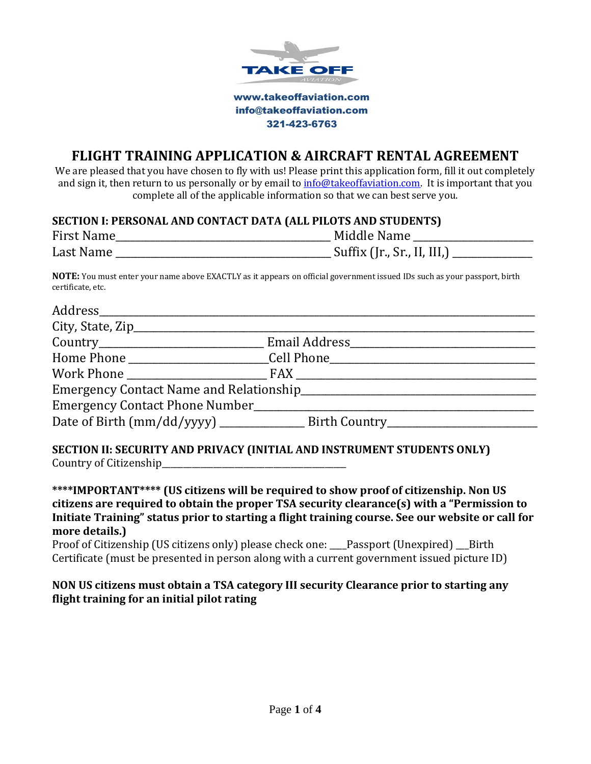TAKE OFF AVIATION

www.takeoffaviation.com
info@takeoffaviation.com
321-423-6763

# FLIGHT TRAINING APPLICATION & AIRCRAFT RENTAL AGREEMENT

We are pleased that you have chosen to fly with us! Please print this application form, fill it out completely and sign it, then return to us personally or by email to info@takeoffaviation.com. It is important that you complete all of the applicable information so that we can best serve you.

**SECTION I: PERSONAL AND CONTACT DATA (ALL PILOTS AND STUDENTS)**

First Name______________________________ Middle Name ________________

Last Name ______________________________ Suffix (Jr., Sr., II, III,) ____________

**NOTE:** You must enter your name above EXACTLY as it appears on official government issued IDs such as your passport, birth certificate, etc.

Address______________________________________________________________

City, State, Zip_________________________________________________________

Country______________________ Email Address_________________________

Home Phone __________________ Cell Phone____________________________

Work Phone __________________ FAX _________________________________

Emergency Contact Name and Relationship_______________________________

Emergency Contact Phone Number_____________________________________

Date of Birth (mm/dd/yyyy) ____________ Birth Country___________________

**SECTION II: SECURITY AND PRIVACY (INITIAL AND INSTRUMENT STUDENTS ONLY)**

Country of Citizenship_______________________________

**\*\*\*\*IMPORTANT\*\*\*\* (US citizens will be required to show proof of citizenship. Non US citizens are required to obtain the proper TSA security clearance(s) with a "Permission to Initiate Training" status prior to starting a flight training course. See our website or call for more details.)**

Proof of Citizenship (US citizens only) please check one: ___Passport (Unexpired) __Birth Certificate (must be presented in person along with a current government issued picture ID)

**NON US citizens must obtain a TSA category III security Clearance prior to starting any flight training for an initial pilot rating**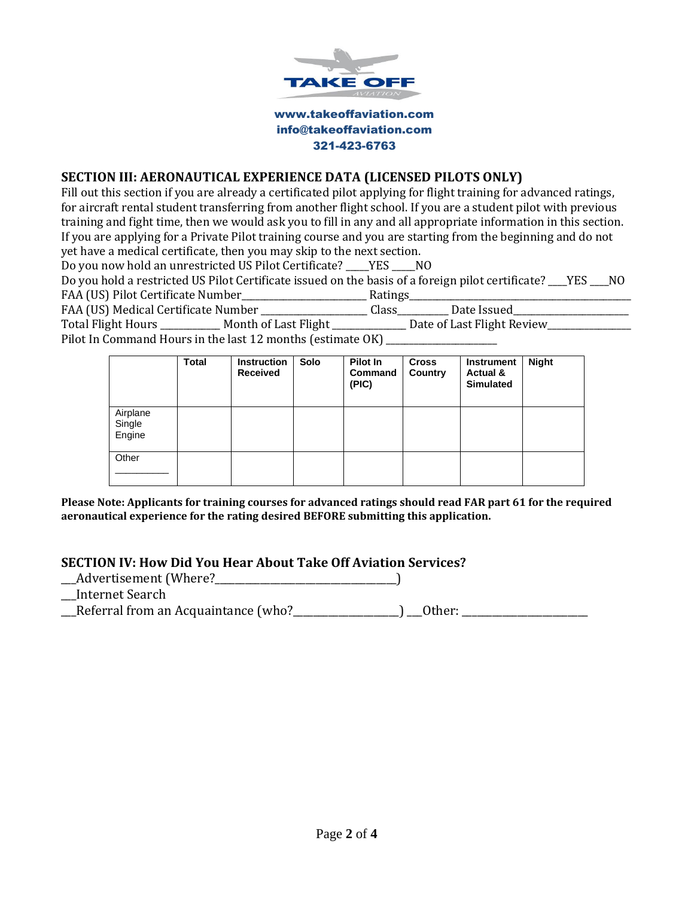www.takeoffaviation.com
info@takeoffaviation.com
321-423-6763

## SECTION III: AERONAUTICAL EXPERIENCE DATA (LICENSED PILOTS ONLY)

Fill out this section if you are already a certificated pilot applying for flight training for advanced ratings, for aircraft rental student transferring from another flight school. If you are a student pilot with previous training and fight time, then we would ask you to fill in any and all appropriate information in this section. If you are applying for a Private Pilot training course and you are starting from the beginning and do not yet have a medical certificate, then you may skip to the next section.

Do you now hold an unrestricted US Pilot Certificate? _____YES _____NO

Do you hold a restricted US Pilot Certificate issued on the basis of a foreign pilot certificate? ____YES ____NO

FAA (US) Pilot Certificate Number__________________________ Ratings_______________________________________________

FAA (US) Medical Certificate Number ______________________ Class__________ Date Issued________________________

Total Flight Hours _____________ Month of Last Flight _______________ Date of Last Flight Review_________________

Pilot In Command Hours in the last 12 months (estimate OK) ________________________

| | Total | Instruction Received | Solo | Pilot In Command (PIC) | Cross Country | Instrument Actual & Simulated | Night |
|---|---|---|---|---|---|---|---|
| Airplane Single Engine | | | | | | | |
| Other ___________ | | | | | | | |

**Please Note: Applicants for training courses for advanced ratings should read FAR part 61 for the required aeronautical experience for the rating desired BEFORE submitting this application.**

## SECTION IV: How Did You Hear About Take Off Aviation Services?

___Advertisement (Where?__________________________________)

___Internet Search

___Referral from an Acquaintance (who?____________________) ___Other: ________________________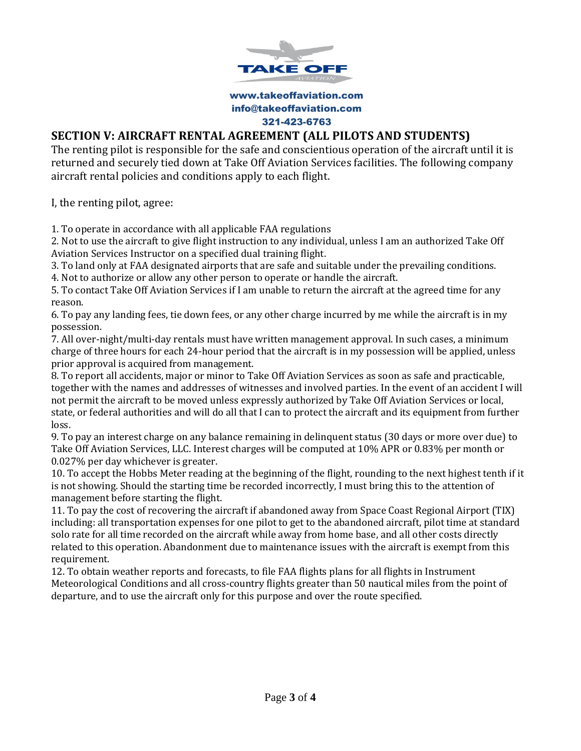TAKE OFF AVIATION

www.takeoffaviation.com
info@takeoffaviation.com
321-423-6763

## SECTION V: AIRCRAFT RENTAL AGREEMENT (ALL PILOTS AND STUDENTS)

The renting pilot is responsible for the safe and conscientious operation of the aircraft until it is returned and securely tied down at Take Off Aviation Services facilities. The following company aircraft rental policies and conditions apply to each flight.

I, the renting pilot, agree:

1. To operate in accordance with all applicable FAA regulations
2. Not to use the aircraft to give flight instruction to any individual, unless I am an authorized Take Off Aviation Services Instructor on a specified dual training flight.
3. To land only at FAA designated airports that are safe and suitable under the prevailing conditions.
4. Not to authorize or allow any other person to operate or handle the aircraft.
5. To contact Take Off Aviation Services if I am unable to return the aircraft at the agreed time for any reason.
6. To pay any landing fees, tie down fees, or any other charge incurred by me while the aircraft is in my possession.
7. All over-night/multi-day rentals must have written management approval. In such cases, a minimum charge of three hours for each 24-hour period that the aircraft is in my possession will be applied, unless prior approval is acquired from management.
8. To report all accidents, major or minor to Take Off Aviation Services as soon as safe and practicable, together with the names and addresses of witnesses and involved parties. In the event of an accident I will not permit the aircraft to be moved unless expressly authorized by Take Off Aviation Services or local, state, or federal authorities and will do all that I can to protect the aircraft and its equipment from further loss.
9. To pay an interest charge on any balance remaining in delinquent status (30 days or more over due) to Take Off Aviation Services, LLC. Interest charges will be computed at 10% APR or 0.83% per month or 0.027% per day whichever is greater.
10. To accept the Hobbs Meter reading at the beginning of the flight, rounding to the next highest tenth if it is not showing. Should the starting time be recorded incorrectly, I must bring this to the attention of management before starting the flight.
11. To pay the cost of recovering the aircraft if abandoned away from Space Coast Regional Airport (TIX) including: all transportation expenses for one pilot to get to the abandoned aircraft, pilot time at standard solo rate for all time recorded on the aircraft while away from home base, and all other costs directly related to this operation. Abandonment due to maintenance issues with the aircraft is exempt from this requirement.
12. To obtain weather reports and forecasts, to file FAA flights plans for all flights in Instrument Meteorological Conditions and all cross-country flights greater than 50 nautical miles from the point of departure, and to use the aircraft only for this purpose and over the route specified.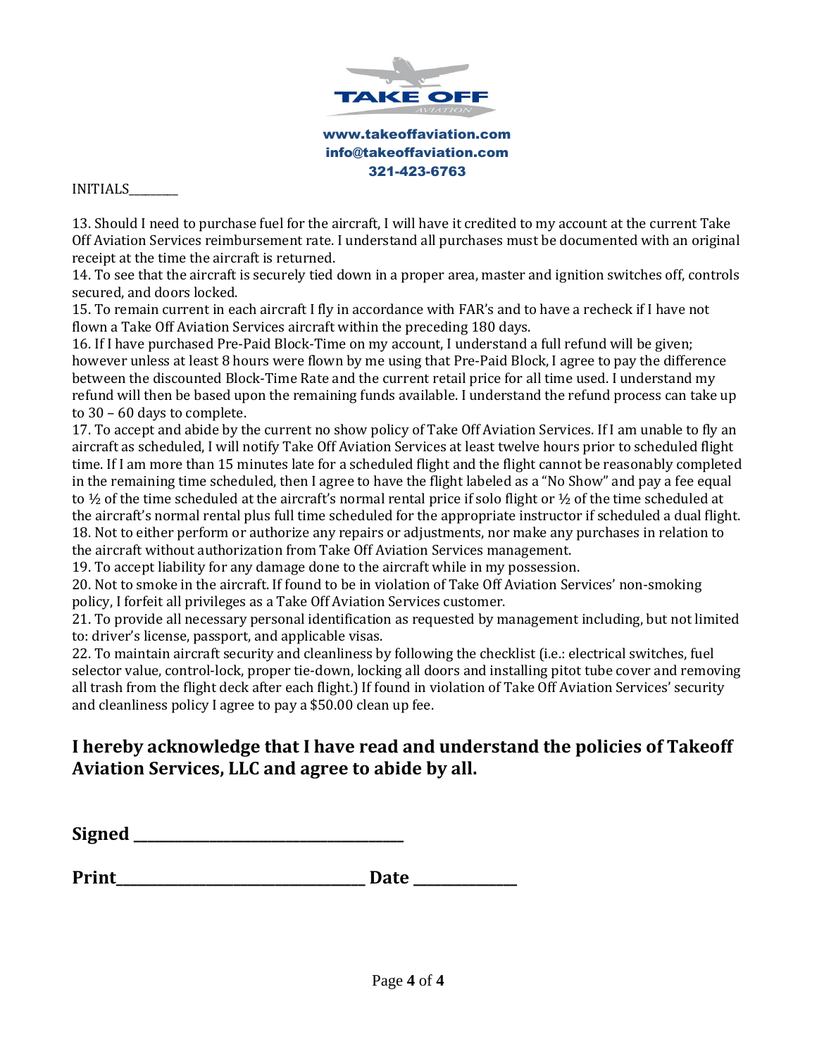TAKE OFF AVIATION

www.takeoffaviation.com
info@takeoffaviation.com
321-423-6763

INITIALS________

13. Should I need to purchase fuel for the aircraft, I will have it credited to my account at the current Take Off Aviation Services reimbursement rate. I understand all purchases must be documented with an original receipt at the time the aircraft is returned.
14. To see that the aircraft is securely tied down in a proper area, master and ignition switches off, controls secured, and doors locked.
15. To remain current in each aircraft I fly in accordance with FAR's and to have a recheck if I have not flown a Take Off Aviation Services aircraft within the preceding 180 days.
16. If I have purchased Pre-Paid Block-Time on my account, I understand a full refund will be given; however unless at least 8 hours were flown by me using that Pre-Paid Block, I agree to pay the difference between the discounted Block-Time Rate and the current retail price for all time used. I understand my refund will then be based upon the remaining funds available. I understand the refund process can take up to 30 – 60 days to complete.
17. To accept and abide by the current no show policy of Take Off Aviation Services. If I am unable to fly an aircraft as scheduled, I will notify Take Off Aviation Services at least twelve hours prior to scheduled flight time. If I am more than 15 minutes late for a scheduled flight and the flight cannot be reasonably completed in the remaining time scheduled, then I agree to have the flight labeled as a "No Show" and pay a fee equal to ½ of the time scheduled at the aircraft's normal rental price if solo flight or ½ of the time scheduled at the aircraft's normal rental plus full time scheduled for the appropriate instructor if scheduled a dual flight.
18. Not to either perform or authorize any repairs or adjustments, nor make any purchases in relation to the aircraft without authorization from Take Off Aviation Services management.
19. To accept liability for any damage done to the aircraft while in my possession.
20. Not to smoke in the aircraft. If found to be in violation of Take Off Aviation Services' non-smoking policy, I forfeit all privileges as a Take Off Aviation Services customer.
21. To provide all necessary personal identification as requested by management including, but not limited to: driver's license, passport, and applicable visas.
22. To maintain aircraft security and cleanliness by following the checklist (i.e.: electrical switches, fuel selector value, control-lock, proper tie-down, locking all doors and installing pitot tube cover and removing all trash from the flight deck after each flight.) If found in violation of Take Off Aviation Services' security and cleanliness policy I agree to pay a $50.00 clean up fee.

**I hereby acknowledge that I have read and understand the policies of Takeoff Aviation Services, LLC and agree to abide by all.**

**Signed** ___________________________________

**Print**________________________________ **Date** _____________